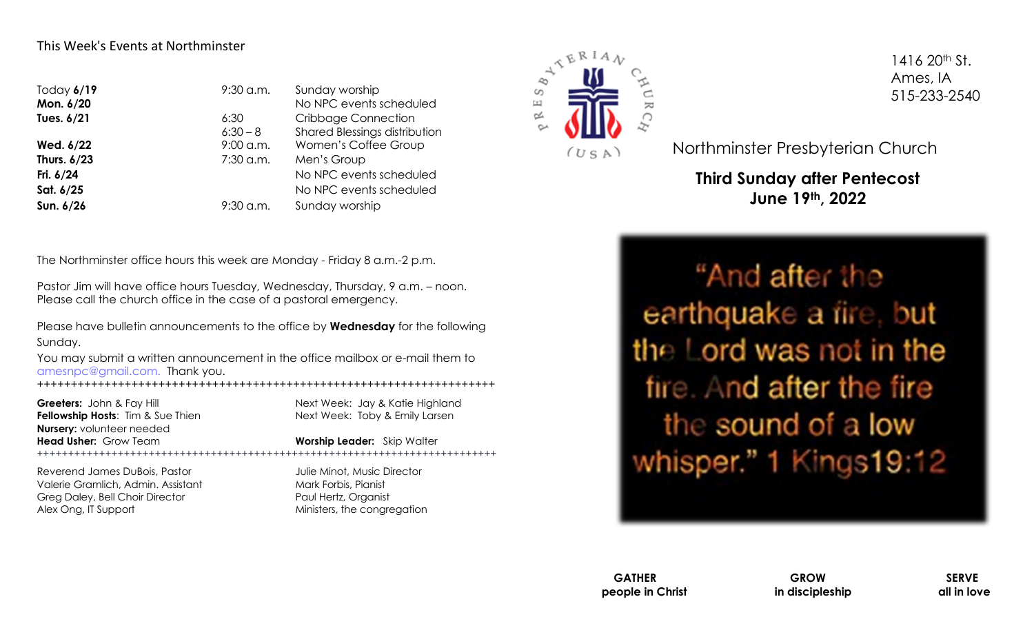## This Week's Events at Northminster

| | | |
|---|---|---|
| Today **6/19** | 9:30 a.m. | Sunday worship |
| **Mon. 6/20** | | No NPC events scheduled |
| **Tues. 6/21** | 6:30 | Cribbage Connection |
| | 6:30 – 8 | Shared Blessings distribution |
| **Wed. 6/22** | 9:00 a.m. | Women's Coffee Group |
| **Thurs. 6/23** | 7:30 a.m. | Men's Group |
| **Fri. 6/24** | | No NPC events scheduled |
| **Sat. 6/25** | | No NPC events scheduled |
| **Sun. 6/26** | 9:30 a.m. | Sunday worship |

The Northminster office hours this week are Monday - Friday 8 a.m.-2 p.m.

Pastor Jim will have office hours Tuesday, Wednesday, Thursday, 9 a.m. – noon. Please call the church office in the case of a pastoral emergency.

Please have bulletin announcements to the office by **Wednesday** for the following Sunday.

You may submit a written announcement in the office mailbox or e-mail them to amesnpc@gmail.com. Thank you.

++++++++++++++++++++++++++++++++++++++++++++++++++++++++++++++++++++

**Greeters:** John & Fay Hill — Next Week: Jay & Katie Highland

**Fellowship Hosts**: Tim & Sue Thien — Next Week: Toby & Emily Larsen

**Nursery:** volunteer needed

**Head Usher:** Grow Team

**Worship Leader:** Skip Walter

++++++++++++++++++++++++++++++++++++++++++++++++++++++++++++++++++++

Reverend James DuBois, Pastor
Valerie Gramlich, Admin. Assistant
Greg Daley, Bell Choir Director
Alex Ong, IT Support

Julie Minot, Music Director
Mark Forbis, Pianist
Paul Hertz, Organist
Ministers, the congregation

PRESBYTERIAN CHURCH (USA)

1416 20th St.
Ames, IA
515-233-2540

# Northminster Presbyterian Church

## Third Sunday after Pentecost
## June 19th, 2022

"And after the earthquake a fire, but the Lord was not in the fire. And after the fire the sound of a low whisper." 1 Kings19:12

**GATHER** people in Christ — **GROW** in discipleship — **SERVE** all in love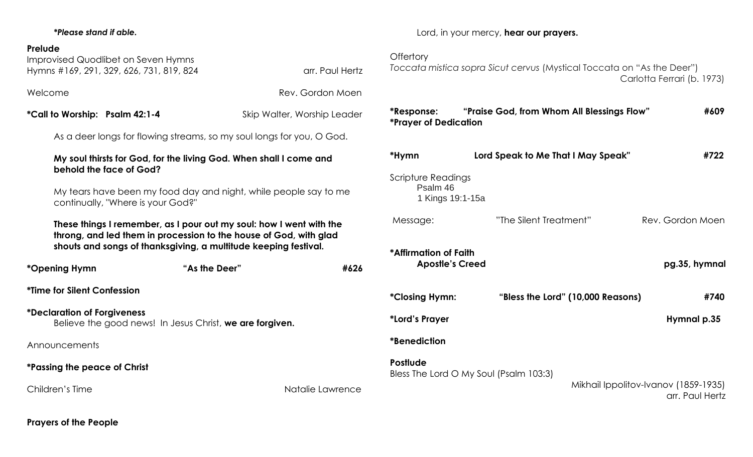***Please stand if able.***

**Prelude**
Improvised Quodlibet on Seven Hymns
Hymns #169, 291, 329, 626, 731, 819, 824 — arr. Paul Hertz

Welcome — Rev. Gordon Moen

**\*Call to Worship: Psalm 42:1-4** — Skip Walter, Worship Leader

As a deer longs for flowing streams, so my soul longs for you, O God.

**My soul thirsts for God, for the living God. When shall I come and behold the face of God?**

My tears have been my food day and night, while people say to me continually, "Where is your God?"

**These things I remember, as I pour out my soul: how I went with the throng, and led them in procession to the house of God, with glad shouts and songs of thanksgiving, a multitude keeping festival.**

**\*Opening Hymn — "As the Deer" — #626**

**\*Time for Silent Confession**

**\*Declaration of Forgiveness**
Believe the good news! In Jesus Christ, **we are forgiven.**

Announcements

**\*Passing the peace of Christ**

Children's Time — Natalie Lawrence

**Prayers of the People**

Lord, in your mercy, **hear our prayers.**

Offertory
*Toccata mistica sopra Sicut cervus* (Mystical Toccata on "As the Deer")
Carlotta Ferrari (b. 1973)

**\*Response: "Praise God, from Whom All Blessings Flow" #609**
**\*Prayer of Dedication**

**\*Hymn — Lord Speak to Me That I May Speak" — #722**

Scripture Readings
Psalm 46
1 Kings 19:1-15a

Message: "The Silent Treatment" — Rev. Gordon Moen

**\*Affirmation of Faith**
**Apostle's Creed — pg.35, hymnal**

**\*Closing Hymn: "Bless the Lord" (10,000 Reasons) — #740**

**\*Lord's Prayer — Hymnal p.35**

**\*Benediction**

**Postlude**
Bless The Lord O My Soul (Psalm 103:3)
Mikhail Ippolitov-Ivanov (1859-1935)
arr. Paul Hertz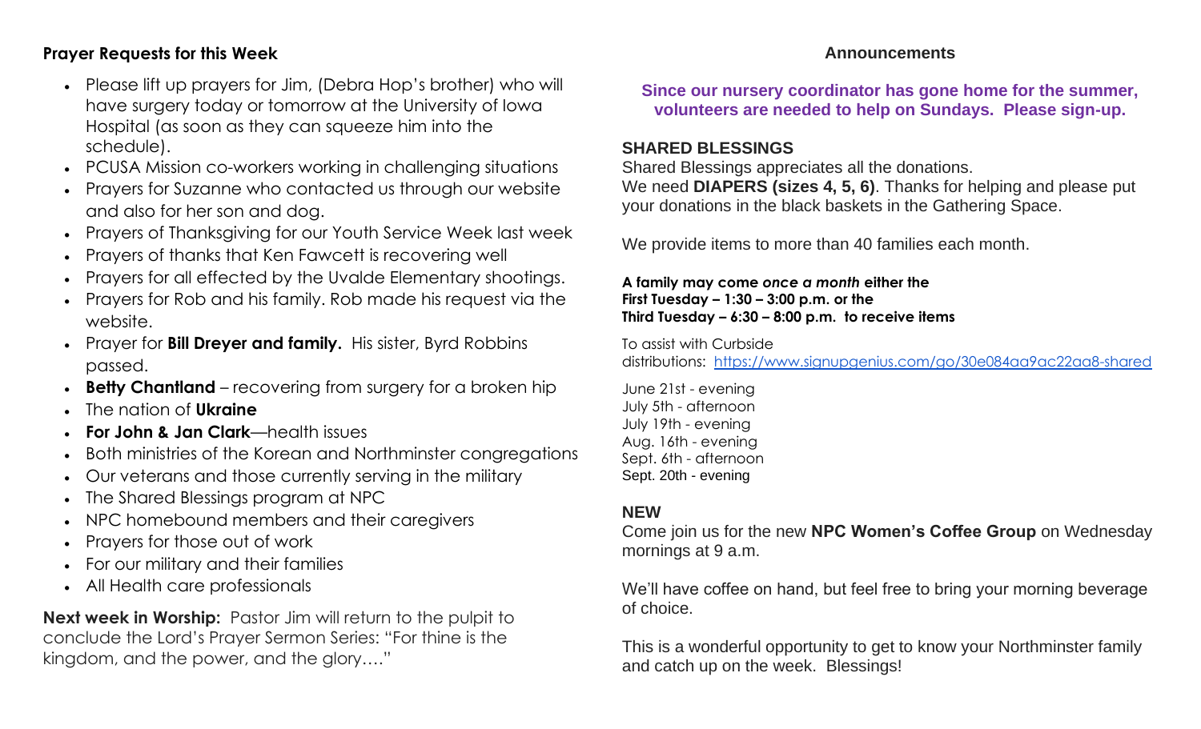## Prayer Requests for this Week

- Please lift up prayers for Jim, (Debra Hop's brother) who will have surgery today or tomorrow at the University of Iowa Hospital (as soon as they can squeeze him into the schedule).
- PCUSA Mission co-workers working in challenging situations
- Prayers for Suzanne who contacted us through our website and also for her son and dog.
- Prayers of Thanksgiving for our Youth Service Week last week
- Prayers of thanks that Ken Fawcett is recovering well
- Prayers for all effected by the Uvalde Elementary shootings.
- Prayers for Rob and his family. Rob made his request via the website.
- Prayer for **Bill Dreyer and family.** His sister, Byrd Robbins passed.
- **Betty Chantland** – recovering from surgery for a broken hip
- The nation of **Ukraine**
- **For John & Jan Clark**—health issues
- Both ministries of the Korean and Northminster congregations
- Our veterans and those currently serving in the military
- The Shared Blessings program at NPC
- NPC homebound members and their caregivers
- Prayers for those out of work
- For our military and their families
- All Health care professionals

**Next week in Worship:** Pastor Jim will return to the pulpit to conclude the Lord's Prayer Sermon Series: "For thine is the kingdom, and the power, and the glory…."

## Announcements

**Since our nursery coordinator has gone home for the summer, volunteers are needed to help on Sundays. Please sign-up.**

### SHARED BLESSINGS

Shared Blessings appreciates all the donations.
We need **DIAPERS (sizes 4, 5, 6)**. Thanks for helping and please put your donations in the black baskets in the Gathering Space.

We provide items to more than 40 families each month.

**A family may come *once a month* either the**
**First Tuesday – 1:30 – 3:00 p.m. or the**
**Third Tuesday – 6:30 – 8:00 p.m. to receive items**

To assist with Curbside distributions: https://www.signupgenius.com/go/30e084aa9ac22aa8-shared

June 21st - evening
July 5th - afternoon
July 19th - evening
Aug. 16th - evening
Sept. 6th - afternoon
Sept. 20th - evening

### NEW

Come join us for the new **NPC Women's Coffee Group** on Wednesday mornings at 9 a.m.

We'll have coffee on hand, but feel free to bring your morning beverage of choice.

This is a wonderful opportunity to get to know your Northminster family and catch up on the week. Blessings!